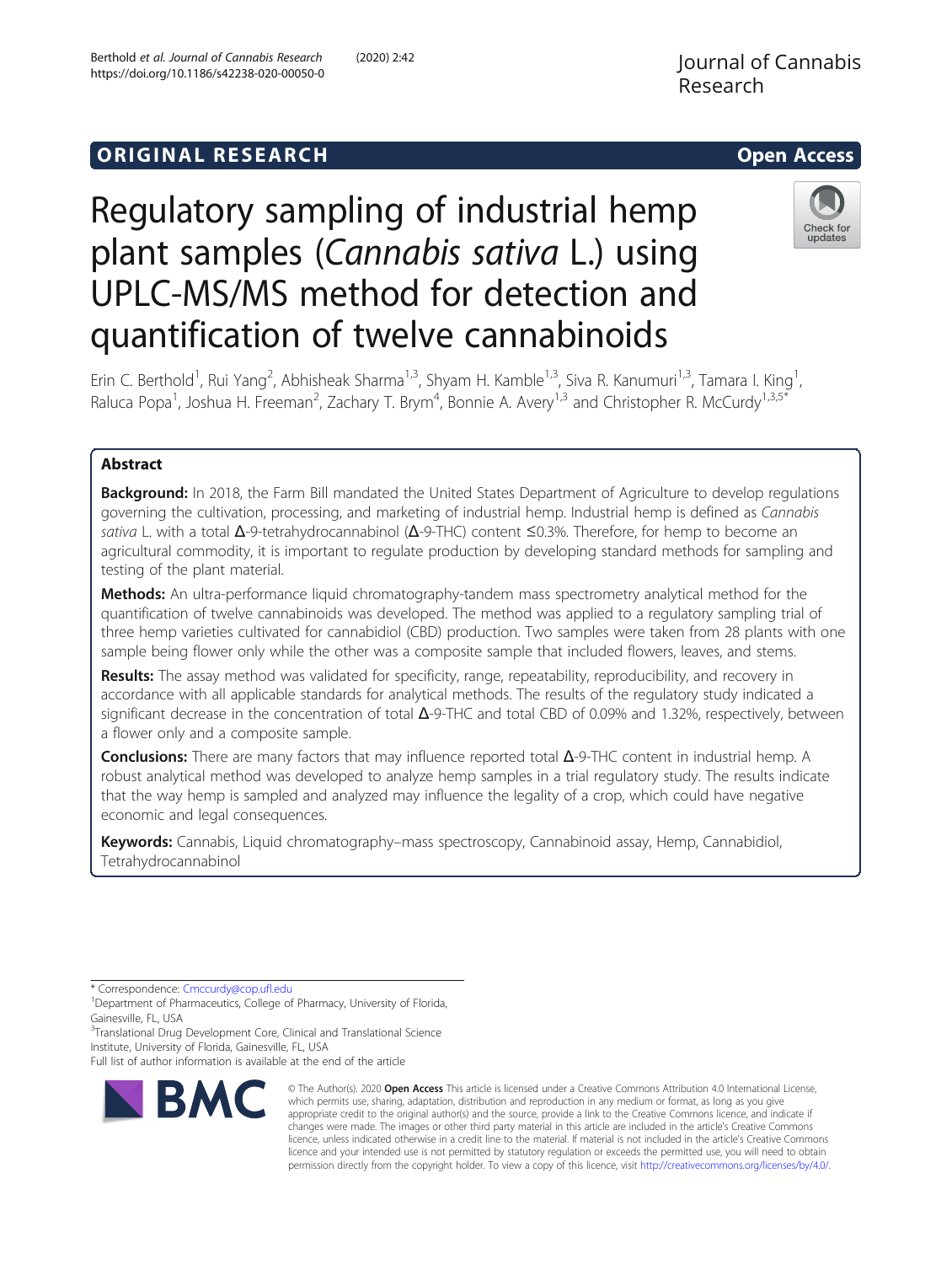ORIGINAL RESEARCH

Open Access

# Regulatory sampling of industrial hemp plant samples (*Cannabis sativa* L.) using UPLC-MS/MS method for detection and quantification of twelve cannabinoids

Erin C. Berthold[1], Rui Yang[2], Abhisheak Sharma[1,3], Shyam H. Kamble[1,3], Siva R. Kanumuri[1,3], Tamara I. King[1], Raluca Popa[1], Joshua H. Freeman[2], Zachary T. Brym[4], Bonnie A. Avery[1,3] and Christopher R. McCurdy[1,3,5*]

## Abstract

**Background:** In 2018, the Farm Bill mandated the United States Department of Agriculture to develop regulations governing the cultivation, processing, and marketing of industrial hemp. Industrial hemp is defined as *Cannabis sativa* L. with a total Δ-9-tetrahydrocannabinol (Δ-9-THC) content ≤0.3%. Therefore, for hemp to become an agricultural commodity, it is important to regulate production by developing standard methods for sampling and testing of the plant material.

**Methods:** An ultra-performance liquid chromatography-tandem mass spectrometry analytical method for the quantification of twelve cannabinoids was developed. The method was applied to a regulatory sampling trial of three hemp varieties cultivated for cannabidiol (CBD) production. Two samples were taken from 28 plants with one sample being flower only while the other was a composite sample that included flowers, leaves, and stems.

**Results:** The assay method was validated for specificity, range, repeatability, reproducibility, and recovery in accordance with all applicable standards for analytical methods. The results of the regulatory study indicated a significant decrease in the concentration of total Δ-9-THC and total CBD of 0.09% and 1.32%, respectively, between a flower only and a composite sample.

**Conclusions:** There are many factors that may influence reported total Δ-9-THC content in industrial hemp. A robust analytical method was developed to analyze hemp samples in a trial regulatory study. The results indicate that the way hemp is sampled and analyzed may influence the legality of a crop, which could have negative economic and legal consequences.

**Keywords:** Cannabis, Liquid chromatography–mass spectroscopy, Cannabinoid assay, Hemp, Cannabidiol, Tetrahydrocannabinol

\* Correspondence: Cmccurdy@cop.ufl.edu

[1]Department of Pharmaceutics, College of Pharmacy, University of Florida, Gainesville, FL, USA

[3]Translational Drug Development Core, Clinical and Translational Science Institute, University of Florida, Gainesville, FL, USA

Full list of author information is available at the end of the article

© The Author(s). 2020 **Open Access** This article is licensed under a Creative Commons Attribution 4.0 International License, which permits use, sharing, adaptation, distribution and reproduction in any medium or format, as long as you give appropriate credit to the original author(s) and the source, provide a link to the Creative Commons licence, and indicate if changes were made. The images or other third party material in this article are included in the article's Creative Commons licence, unless indicated otherwise in a credit line to the material. If material is not included in the article's Creative Commons licence and your intended use is not permitted by statutory regulation or exceeds the permitted use, you will need to obtain permission directly from the copyright holder. To view a copy of this licence, visit http://creativecommons.org/licenses/by/4.0/.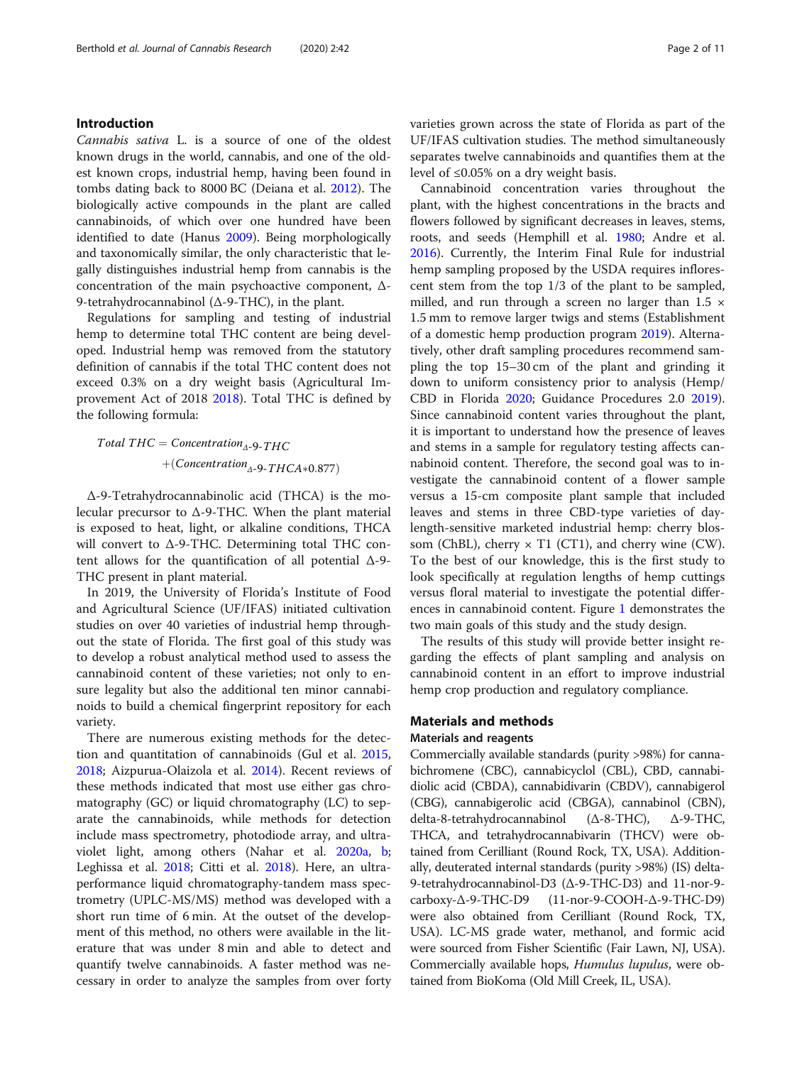## Introduction

*Cannabis sativa* L. is a source of one of the oldest known drugs in the world, cannabis, and one of the oldest known crops, industrial hemp, having been found in tombs dating back to 8000 BC (Deiana et al. 2012). The biologically active compounds in the plant are called cannabinoids, of which over one hundred have been identified to date (Hanus 2009). Being morphologically and taxonomically similar, the only characteristic that legally distinguishes industrial hemp from cannabis is the concentration of the main psychoactive component, Δ-9-tetrahydrocannabinol (Δ-9-THC), in the plant.

Regulations for sampling and testing of industrial hemp to determine total THC content are being developed. Industrial hemp was removed from the statutory definition of cannabis if the total THC content does not exceed 0.3% on a dry weight basis (Agricultural Improvement Act of 2018 2018). Total THC is defined by the following formula:

$$Total\ THC = Concentration_{\Delta\text{-}9\text{-}THC} + (Concentration_{\Delta\text{-}9\text{-}THCA} * 0.877)$$

Δ-9-Tetrahydrocannabinolic acid (THCA) is the molecular precursor to Δ-9-THC. When the plant material is exposed to heat, light, or alkaline conditions, THCA will convert to Δ-9-THC. Determining total THC content allows for the quantification of all potential Δ-9-THC present in plant material.

In 2019, the University of Florida's Institute of Food and Agricultural Science (UF/IFAS) initiated cultivation studies on over 40 varieties of industrial hemp throughout the state of Florida. The first goal of this study was to develop a robust analytical method used to assess the cannabinoid content of these varieties; not only to ensure legality but also the additional ten minor cannabinoids to build a chemical fingerprint repository for each variety.

There are numerous existing methods for the detection and quantitation of cannabinoids (Gul et al. 2015, 2018; Aizpurua-Olaizola et al. 2014). Recent reviews of these methods indicated that most use either gas chromatography (GC) or liquid chromatography (LC) to separate the cannabinoids, while methods for detection include mass spectrometry, photodiode array, and ultraviolet light, among others (Nahar et al. 2020a, b; Leghissa et al. 2018; Citti et al. 2018). Here, an ultra-performance liquid chromatography-tandem mass spectrometry (UPLC-MS/MS) method was developed with a short run time of 6 min. At the outset of the development of this method, no others were available in the literature that was under 8 min and able to detect and quantify twelve cannabinoids. A faster method was necessary in order to analyze the samples from over forty varieties grown across the state of Florida as part of the UF/IFAS cultivation studies. The method simultaneously separates twelve cannabinoids and quantifies them at the level of ≤0.05% on a dry weight basis.

Cannabinoid concentration varies throughout the plant, with the highest concentrations in the bracts and flowers followed by significant decreases in leaves, stems, roots, and seeds (Hemphill et al. 1980; Andre et al. 2016). Currently, the Interim Final Rule for industrial hemp sampling proposed by the USDA requires inflorescent stem from the top 1/3 of the plant to be sampled, milled, and run through a screen no larger than 1.5 × 1.5 mm to remove larger twigs and stems (Establishment of a domestic hemp production program 2019). Alternatively, other draft sampling procedures recommend sampling the top 15–30 cm of the plant and grinding it down to uniform consistency prior to analysis (Hemp/CBD in Florida 2020; Guidance Procedures 2.0 2019). Since cannabinoid content varies throughout the plant, it is important to understand how the presence of leaves and stems in a sample for regulatory testing affects cannabinoid content. Therefore, the second goal was to investigate the cannabinoid content of a flower sample versus a 15-cm composite plant sample that included leaves and stems in three CBD-type varieties of day-length-sensitive marketed industrial hemp: cherry blossom (ChBL), cherry × T1 (CT1), and cherry wine (CW). To the best of our knowledge, this is the first study to look specifically at regulation lengths of hemp cuttings versus floral material to investigate the potential differences in cannabinoid content. Figure 1 demonstrates the two main goals of this study and the study design.

The results of this study will provide better insight regarding the effects of plant sampling and analysis on cannabinoid content in an effort to improve industrial hemp crop production and regulatory compliance.

## Materials and methods

### Materials and reagents

Commercially available standards (purity >98%) for cannabichromene (CBC), cannabicyclol (CBL), CBD, cannabidiolic acid (CBDA), cannabidivarin (CBDV), cannabigerol (CBG), cannabigerolic acid (CBGA), cannabinol (CBN), delta-8-tetrahydrocannabinol (Δ-8-THC), Δ-9-THC, THCA, and tetrahydrocannabivarin (THCV) were obtained from Cerilliant (Round Rock, TX, USA). Additionally, deuterated internal standards (purity >98%) (IS) delta-9-tetrahydrocannabinol-D3 (Δ-9-THC-D3) and 11-nor-9-carboxy-Δ-9-THC-D9 (11-nor-9-COOH-Δ-9-THC-D9) were also obtained from Cerilliant (Round Rock, TX, USA). LC-MS grade water, methanol, and formic acid were sourced from Fisher Scientific (Fair Lawn, NJ, USA). Commercially available hops, *Humulus lupulus*, were obtained from BioKoma (Old Mill Creek, IL, USA).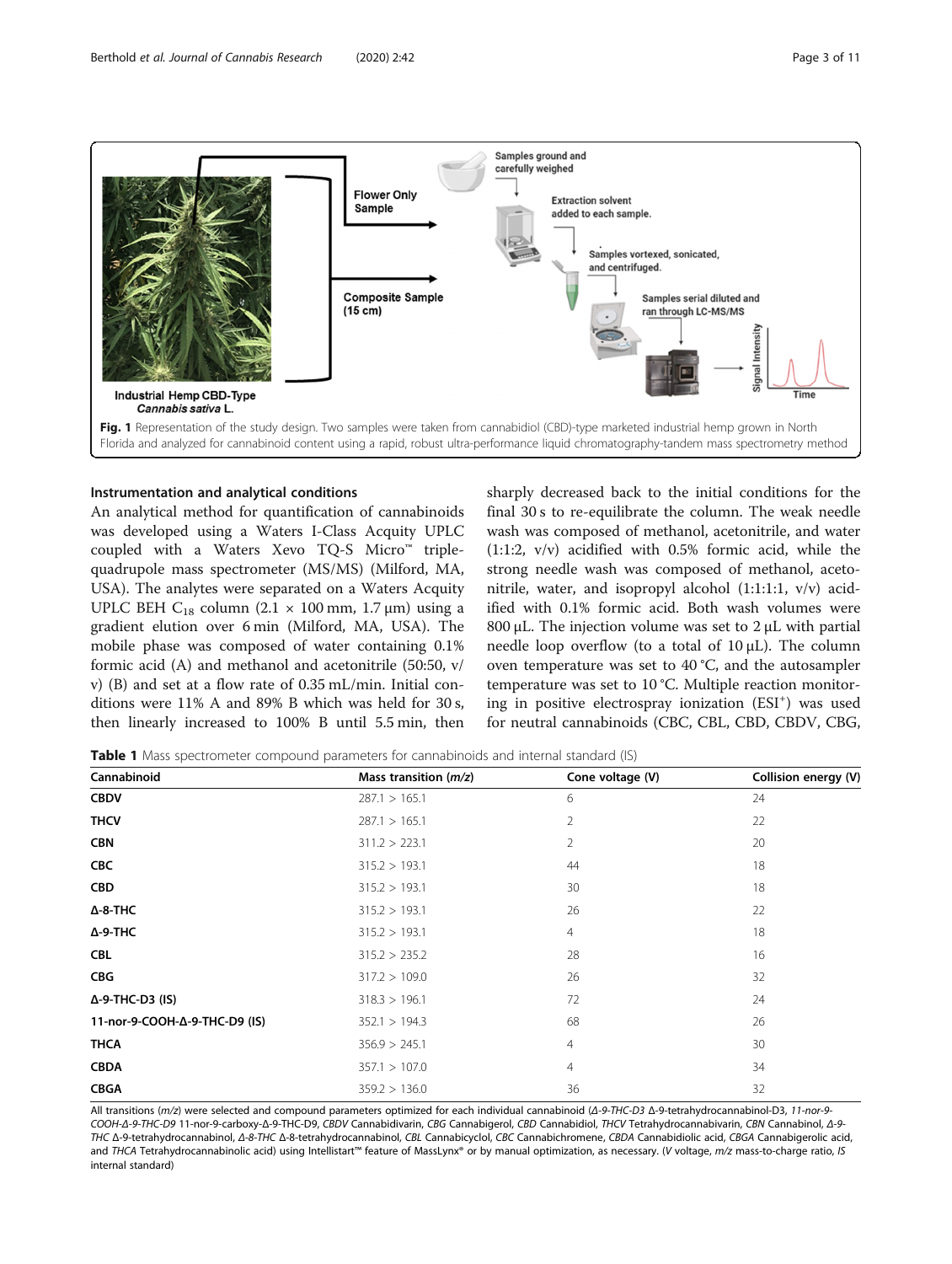Fig. 1 Representation of the study design. Two samples were taken from cannabidiol (CBD)-type marketed industrial hemp grown in North Florida and analyzed for cannabinoid content using a rapid, robust ultra-performance liquid chromatography-tandem mass spectrometry method

### Instrumentation and analytical conditions

An analytical method for quantification of cannabinoids was developed using a Waters I-Class Acquity UPLC coupled with a Waters Xevo TQ-S Micro™ triple-quadrupole mass spectrometer (MS/MS) (Milford, MA, USA). The analytes were separated on a Waters Acquity UPLC BEH $C_{18}$ column (2.1 × 100 mm, 1.7 μm) using a gradient elution over 6 min (Milford, MA, USA). The mobile phase was composed of water containing 0.1% formic acid (A) and methanol and acetonitrile (50:50, v/v) (B) and set at a flow rate of 0.35 mL/min. Initial conditions were 11% A and 89% B which was held for 30 s, then linearly increased to 100% B until 5.5 min, then sharply decreased back to the initial conditions for the final 30 s to re-equilibrate the column. The weak needle wash was composed of methanol, acetonitrile, and water (1:1:2, v/v) acidified with 0.5% formic acid, while the strong needle wash was composed of methanol, acetonitrile, water, and isopropyl alcohol (1:1:1:1, v/v) acidified with 0.1% formic acid. Both wash volumes were 800 μL. The injection volume was set to 2 μL with partial needle loop overflow (to a total of 10 μL). The column oven temperature was set to 40 °C, and the autosampler temperature was set to 10 °C. Multiple reaction monitoring in positive electrospray ionization ($ESI^+$) was used for neutral cannabinoids (CBC, CBL, CBD, CBDV, CBG,

**Table 1** Mass spectrometer compound parameters for cannabinoids and internal standard (IS)

| Cannabinoid | Mass transition (*m/z*) | Cone voltage (V) | Collision energy (V) |
|---|---|---|---|
| **CBDV** | 287.1 > 165.1 | 6 | 24 |
| **THCV** | 287.1 > 165.1 | 2 | 22 |
| **CBN** | 311.2 > 223.1 | 2 | 20 |
| **CBC** | 315.2 > 193.1 | 44 | 18 |
| **CBD** | 315.2 > 193.1 | 30 | 18 |
| **Δ-8-THC** | 315.2 > 193.1 | 26 | 22 |
| **Δ-9-THC** | 315.2 > 193.1 | 4 | 18 |
| **CBL** | 315.2 > 235.2 | 28 | 16 |
| **CBG** | 317.2 > 109.0 | 26 | 32 |
| **Δ-9-THC-D3 (IS)** | 318.3 > 196.1 | 72 | 24 |
| **11-nor-9-COOH-Δ-9-THC-D9 (IS)** | 352.1 > 194.3 | 68 | 26 |
| **THCA** | 356.9 > 245.1 | 4 | 30 |
| **CBDA** | 357.1 > 107.0 | 4 | 34 |
| **CBGA** | 359.2 > 136.0 | 36 | 32 |

All transitions (*m/z*) were selected and compound parameters optimized for each individual cannabinoid (*Δ-9-THC-D3* Δ-9-tetrahydrocannabinol-D3, *11-nor-9-COOH-Δ-9-THC-D9* 11-nor-9-carboxy-Δ-9-THC-D9, *CBDV* Cannabidivarin, *CBG* Cannabigerol, *CBD* Cannabidiol, *THCV* Tetrahydrocannabivarin, *CBN* Cannabinol, *Δ-9-THC* Δ-9-tetrahydrocannabinol, *Δ-8-THC* Δ-8-tetrahydrocannabinol, *CBL* Cannabicyclol, *CBC* Cannabichromene, *CBDA* Cannabidiolic acid, *CBGA* Cannabigerolic acid, and *THCA* Tetrahydrocannabinolic acid) using Intellistart™ feature of MassLynx® or by manual optimization, as necessary. (*V* voltage, *m/z* mass-to-charge ratio, *IS* internal standard)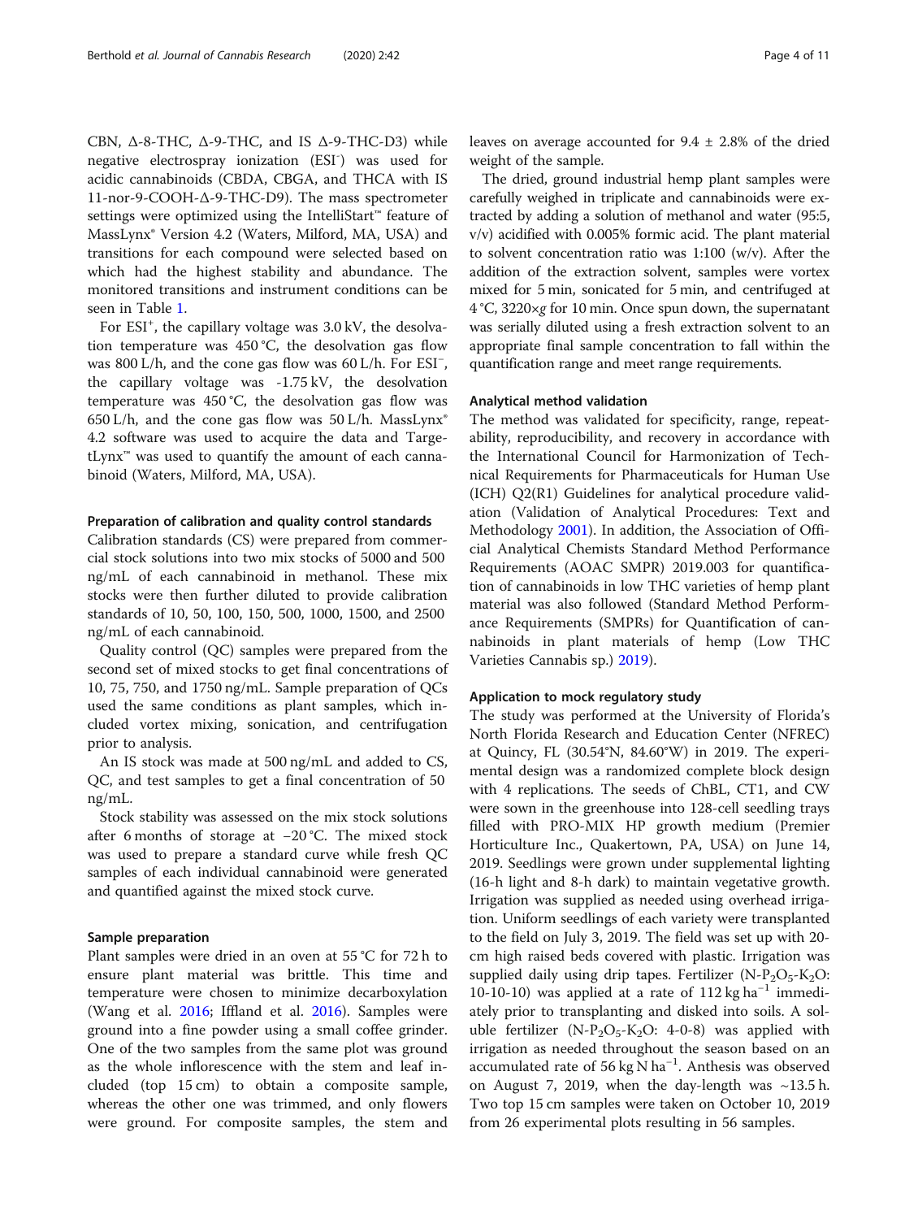CBN, Δ-8-THC, Δ-9-THC, and IS Δ-9-THC-D3) while negative electrospray ionization ($ESI^-$) was used for acidic cannabinoids (CBDA, CBGA, and THCA with IS 11-nor-9-COOH-Δ-9-THC-D9). The mass spectrometer settings were optimized using the IntelliStart™ feature of MassLynx® Version 4.2 (Waters, Milford, MA, USA) and transitions for each compound were selected based on which had the highest stability and abundance. The monitored transitions and instrument conditions can be seen in Table 1.

For $ESI^+$, the capillary voltage was 3.0 kV, the desolvation temperature was 450 °C, the desolvation gas flow was 800 L/h, and the cone gas flow was 60 L/h. For $ESI^-$, the capillary voltage was -1.75 kV, the desolvation temperature was 450 °C, the desolvation gas flow was 650 L/h, and the cone gas flow was 50 L/h. MassLynx® 4.2 software was used to acquire the data and TargetLynx™ was used to quantify the amount of each cannabinoid (Waters, Milford, MA, USA).

#### Preparation of calibration and quality control standards

Calibration standards (CS) were prepared from commercial stock solutions into two mix stocks of 5000 and 500 ng/mL of each cannabinoid in methanol. These mix stocks were then further diluted to provide calibration standards of 10, 50, 100, 150, 500, 1000, 1500, and 2500 ng/mL of each cannabinoid.

Quality control (QC) samples were prepared from the second set of mixed stocks to get final concentrations of 10, 75, 750, and 1750 ng/mL. Sample preparation of QCs used the same conditions as plant samples, which included vortex mixing, sonication, and centrifugation prior to analysis.

An IS stock was made at 500 ng/mL and added to CS, QC, and test samples to get a final concentration of 50 ng/mL.

Stock stability was assessed on the mix stock solutions after 6 months of storage at −20 °C. The mixed stock was used to prepare a standard curve while fresh QC samples of each individual cannabinoid were generated and quantified against the mixed stock curve.

#### Sample preparation

Plant samples were dried in an oven at 55 °C for 72 h to ensure plant material was brittle. This time and temperature were chosen to minimize decarboxylation (Wang et al. 2016; Iffland et al. 2016). Samples were ground into a fine powder using a small coffee grinder. One of the two samples from the same plot was ground as the whole inflorescence with the stem and leaf included (top 15 cm) to obtain a composite sample, whereas the other one was trimmed, and only flowers were ground. For composite samples, the stem and leaves on average accounted for 9.4 ± 2.8% of the dried weight of the sample.

The dried, ground industrial hemp plant samples were carefully weighed in triplicate and cannabinoids were extracted by adding a solution of methanol and water (95:5, v/v) acidified with 0.005% formic acid. The plant material to solvent concentration ratio was 1:100 (w/v). After the addition of the extraction solvent, samples were vortex mixed for 5 min, sonicated for 5 min, and centrifuged at 4 °C, 3220×g for 10 min. Once spun down, the supernatant was serially diluted using a fresh extraction solvent to an appropriate final sample concentration to fall within the quantification range and meet range requirements.

#### Analytical method validation

The method was validated for specificity, range, repeatability, reproducibility, and recovery in accordance with the International Council for Harmonization of Technical Requirements for Pharmaceuticals for Human Use (ICH) Q2(R1) Guidelines for analytical procedure validation (Validation of Analytical Procedures: Text and Methodology 2001). In addition, the Association of Official Analytical Chemists Standard Method Performance Requirements (AOAC SMPR) 2019.003 for quantification of cannabinoids in low THC varieties of hemp plant material was also followed (Standard Method Performance Requirements (SMPRs) for Quantification of cannabinoids in plant materials of hemp (Low THC Varieties Cannabis sp.) 2019).

#### Application to mock regulatory study

The study was performed at the University of Florida's North Florida Research and Education Center (NFREC) at Quincy, FL (30.54°N, 84.60°W) in 2019. The experimental design was a randomized complete block design with 4 replications. The seeds of ChBL, CT1, and CW were sown in the greenhouse into 128-cell seedling trays filled with PRO-MIX HP growth medium (Premier Horticulture Inc., Quakertown, PA, USA) on June 14, 2019. Seedlings were grown under supplemental lighting (16-h light and 8-h dark) to maintain vegetative growth. Irrigation was supplied as needed using overhead irrigation. Uniform seedlings of each variety were transplanted to the field on July 3, 2019. The field was set up with 20-cm high raised beds covered with plastic. Irrigation was supplied daily using drip tapes. Fertilizer (N-$P_2O_5$-$K_2O$: 10-10-10) was applied at a rate of 112 kg $ha^{-1}$ immediately prior to transplanting and disked into soils. A soluble fertilizer (N-$P_2O_5$-$K_2O$: 4-0-8) was applied with irrigation as needed throughout the season based on an accumulated rate of 56 kg N $ha^{-1}$. Anthesis was observed on August 7, 2019, when the day-length was ~13.5 h. Two top 15 cm samples were taken on October 10, 2019 from 26 experimental plots resulting in 56 samples.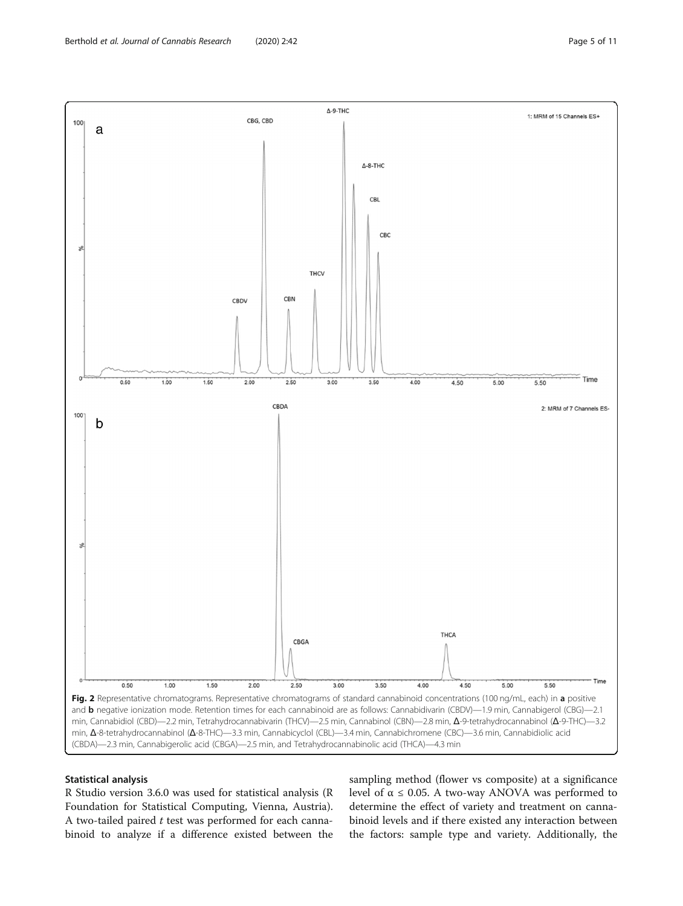**Fig. 2** Representative chromatograms. Representative chromatograms of standard cannabinoid concentrations (100 ng/mL, each) in **a** positive and **b** negative ionization mode. Retention times for each cannabinoid are as follows: Cannabidivarin (CBDV)—1.9 min, Cannabigerol (CBG)—2.1 min, Cannabidiol (CBD)—2.2 min, Tetrahydrocannabivarin (THCV)—2.5 min, Cannabinol (CBN)—2.8 min, Δ-9-tetrahydrocannabinol (Δ-9-THC)—3.2 min, Δ-8-tetrahydrocannabinol (Δ-8-THC)—3.3 min, Cannabicyclol (CBL)—3.4 min, Cannabichromene (CBC)—3.6 min, Cannabidiolic acid (CBDA)—2.3 min, Cannabigerolic acid (CBGA)—2.5 min, and Tetrahydrocannabinolic acid (THCA)—4.3 min

### Statistical analysis

R Studio version 3.6.0 was used for statistical analysis (R Foundation for Statistical Computing, Vienna, Austria). A two-tailed paired *t* test was performed for each cannabinoid to analyze if a difference existed between the sampling method (flower vs composite) at a significance level of $\alpha \leq 0.05$. A two-way ANOVA was performed to determine the effect of variety and treatment on cannabinoid levels and if there existed any interaction between the factors: sample type and variety. Additionally, the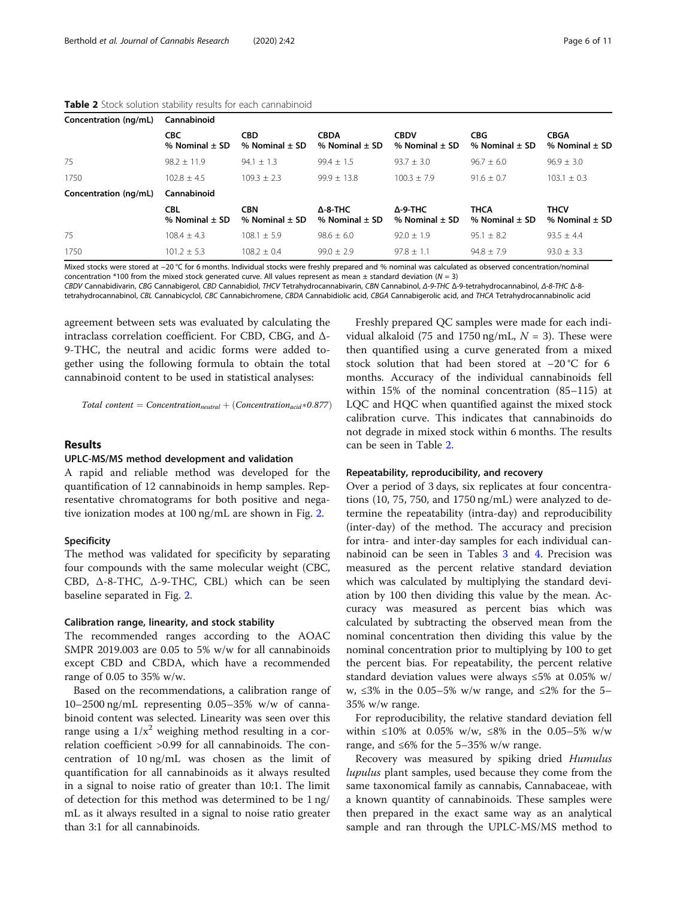**Table 2** Stock solution stability results for each cannabinoid

| Concentration (ng/mL) | Cannabinoid | | | | | |
|---|---|---|---|---|---|---|
| | CBC % Nominal ± SD | CBD % Nominal ± SD | CBDA % Nominal ± SD | CBDV % Nominal ± SD | CBG % Nominal ± SD | CBGA % Nominal ± SD |
| 75 | 98.2 ± 11.9 | 94.1 ± 1.3 | 99.4 ± 1.5 | 93.7 ± 3.0 | 96.7 ± 6.0 | 96.9 ± 3.0 |
| 1750 | 102.8 ± 4.5 | 109.3 ± 2.3 | 99.9 ± 13.8 | 100.3 ± 7.9 | 91.6 ± 0.7 | 103.1 ± 0.3 |
| **Concentration (ng/mL)** | **Cannabinoid** | | | | | |
| | CBL % Nominal ± SD | CBN % Nominal ± SD | Δ-8-THC % Nominal ± SD | Δ-9-THC % Nominal ± SD | THCA % Nominal ± SD | THCV % Nominal ± SD |
| 75 | 108.4 ± 4.3 | 108.1 ± 5.9 | 98.6 ± 6.0 | 92.0 ± 1.9 | 95.1 ± 8.2 | 93.5 ± 4.4 |
| 1750 | 101.2 ± 5.3 | 108.2 ± 0.4 | 99.0 ± 2.9 | 97.8 ± 1.1 | 94.8 ± 7.9 | 93.0 ± 3.3 |

Mixed stocks were stored at −20 °C for 6 months. Individual stocks were freshly prepared and % nominal was calculated as observed concentration/nominal concentration *100 from the mixed stock generated curve. All values represent as mean ± standard deviation ($N = 3$)
*CBDV* Cannabidivarin, *CBG* Cannabigerol, *CBD* Cannabidiol, *THCV* Tetrahydrocannabivarin, *CBN* Cannabinol, *Δ-9-THC* Δ-9-tetrahydrocannabinol, *Δ-8-THC* Δ-8-tetrahydrocannabinol, *CBL* Cannabicyclol, *CBC* Cannabichromene, *CBDA* Cannabidiolic acid, *CBGA* Cannabigerolic acid, and *THCA* Tetrahydrocannabinolic acid

agreement between sets was evaluated by calculating the intraclass correlation coefficient. For CBD, CBG, and Δ-9-THC, the neutral and acidic forms were added together using the following formula to obtain the total cannabinoid content to be used in statistical analyses:

$$Total\ content = Concentration_{neutral} + (Concentration_{acid} * 0.877)$$

## Results

### UPLC-MS/MS method development and validation

A rapid and reliable method was developed for the quantification of 12 cannabinoids in hemp samples. Representative chromatograms for both positive and negative ionization modes at 100 ng/mL are shown in Fig. 2.

### Specificity

The method was validated for specificity by separating four compounds with the same molecular weight (CBC, CBD, Δ-8-THC, Δ-9-THC, CBL) which can be seen baseline separated in Fig. 2.

### Calibration range, linearity, and stock stability

The recommended ranges according to the AOAC SMPR 2019.003 are 0.05 to 5% w/w for all cannabinoids except CBD and CBDA, which have a recommended range of 0.05 to 35% w/w.

Based on the recommendations, a calibration range of 10–2500 ng/mL representing 0.05–35% w/w of cannabinoid content was selected. Linearity was seen over this range using a $1/x^2$ weighing method resulting in a correlation coefficient >0.99 for all cannabinoids. The concentration of 10 ng/mL was chosen as the limit of quantification for all cannabinoids as it always resulted in a signal to noise ratio of greater than 10:1. The limit of detection for this method was determined to be 1 ng/mL as it always resulted in a signal to noise ratio greater than 3:1 for all cannabinoids.

Freshly prepared QC samples were made for each individual alkaloid (75 and 1750 ng/mL, $N = 3$). These were then quantified using a curve generated from a mixed stock solution that had been stored at −20 °C for 6 months. Accuracy of the individual cannabinoids fell within 15% of the nominal concentration (85–115) at LQC and HQC when quantified against the mixed stock calibration curve. This indicates that cannabinoids do not degrade in mixed stock within 6 months. The results can be seen in Table 2.

### Repeatability, reproducibility, and recovery

Over a period of 3 days, six replicates at four concentrations (10, 75, 750, and 1750 ng/mL) were analyzed to determine the repeatability (intra-day) and reproducibility (inter-day) of the method. The accuracy and precision for intra- and inter-day samples for each individual cannabinoid can be seen in Tables 3 and 4. Precision was measured as the percent relative standard deviation which was calculated by multiplying the standard deviation by 100 then dividing this value by the mean. Accuracy was measured as percent bias which was calculated by subtracting the observed mean from the nominal concentration then dividing this value by the nominal concentration prior to multiplying by 100 to get the percent bias. For repeatability, the percent relative standard deviation values were always ≤5% at 0.05% w/w, ≤3% in the 0.05–5% w/w range, and ≤2% for the 5–35% w/w range.

For reproducibility, the relative standard deviation fell within ≤10% at 0.05% w/w, ≤8% in the 0.05–5% w/w range, and ≤6% for the 5–35% w/w range.

Recovery was measured by spiking dried *Humulus lupulus* plant samples, used because they come from the same taxonomical family as cannabis, Cannabaceae, with a known quantity of cannabinoids. These samples were then prepared in the exact same way as an analytical sample and ran through the UPLC-MS/MS method to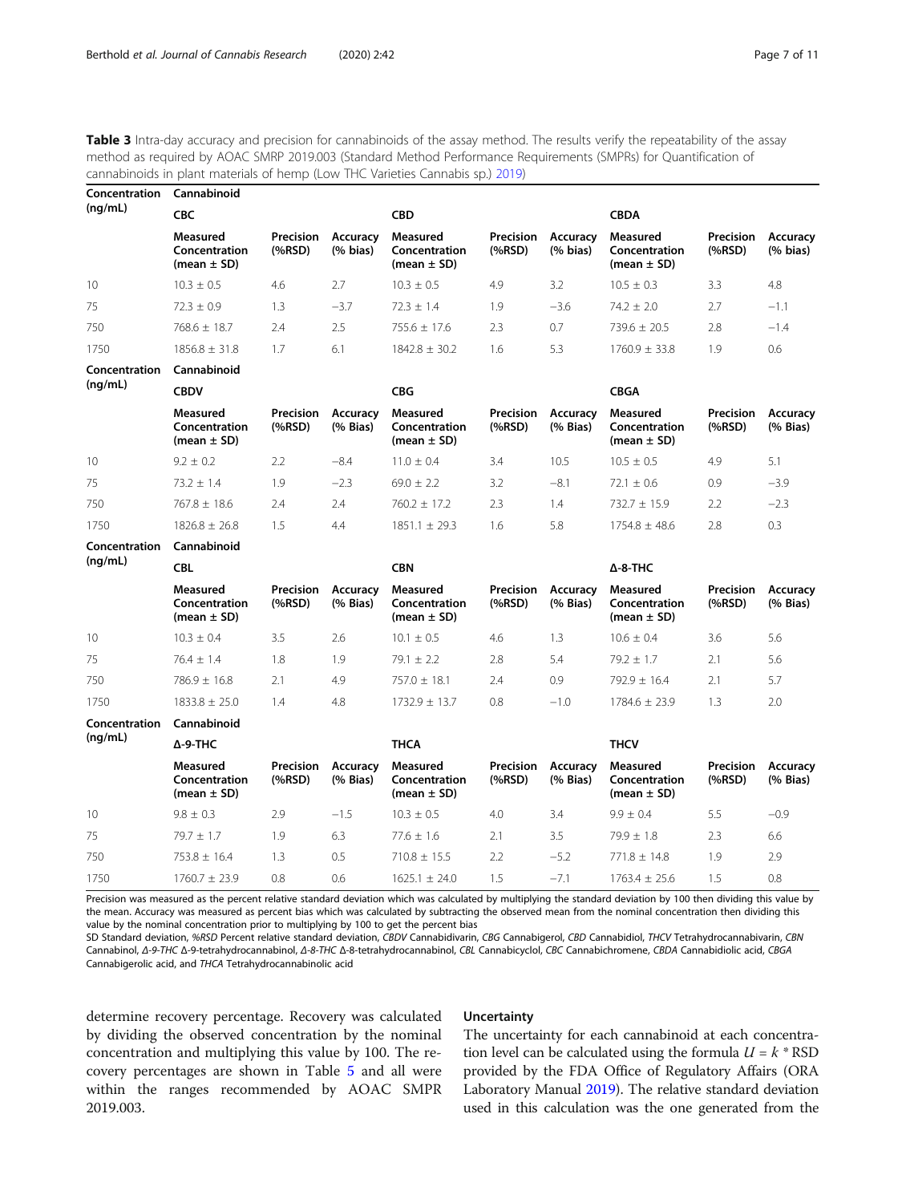**Table 3** Intra-day accuracy and precision for cannabinoids of the assay method. The results verify the repeatability of the assay method as required by AOAC SMRP 2019.003 (Standard Method Performance Requirements (SMPRs) for Quantification of cannabinoids in plant materials of hemp (Low THC Varieties Cannabis sp.) 2019)

| Concentration (ng/mL) | Cannabinoid | | | | | | | | |
|---|---|---|---|---|---|---|---|---|---|
| | **CBC** | | | **CBD** | | | **CBDA** | | |
| | **Measured Concentration (mean ± SD)** | **Precision (%RSD)** | **Accuracy (% bias)** | **Measured Concentration (mean ± SD)** | **Precision (%RSD)** | **Accuracy (% bias)** | **Measured Concentration (mean ± SD)** | **Precision (%RSD)** | **Accuracy (% bias)** |
| 10 | 10.3 ± 0.5 | 4.6 | 2.7 | 10.3 ± 0.5 | 4.9 | 3.2 | 10.5 ± 0.3 | 3.3 | 4.8 |
| 75 | 72.3 ± 0.9 | 1.3 | −3.7 | 72.3 ± 1.4 | 1.9 | −3.6 | 74.2 ± 2.0 | 2.7 | −1.1 |
| 750 | 768.6 ± 18.7 | 2.4 | 2.5 | 755.6 ± 17.6 | 2.3 | 0.7 | 739.6 ± 20.5 | 2.8 | −1.4 |
| 1750 | 1856.8 ± 31.8 | 1.7 | 6.1 | 1842.8 ± 30.2 | 1.6 | 5.3 | 1760.9 ± 33.8 | 1.9 | 0.6 |
| **Concentration (ng/mL)** | **Cannabinoid** | | | | | | | | |
| | **CBDV** | | | **CBG** | | | **CBGA** | | |
| | **Measured Concentration (mean ± SD)** | **Precision (%RSD)** | **Accuracy (% Bias)** | **Measured Concentration (mean ± SD)** | **Precision (%RSD)** | **Accuracy (% Bias)** | **Measured Concentration (mean ± SD)** | **Precision (%RSD)** | **Accuracy (% Bias)** |
| 10 | 9.2 ± 0.2 | 2.2 | −8.4 | 11.0 ± 0.4 | 3.4 | 10.5 | 10.5 ± 0.5 | 4.9 | 5.1 |
| 75 | 73.2 ± 1.4 | 1.9 | −2.3 | 69.0 ± 2.2 | 3.2 | −8.1 | 72.1 ± 0.6 | 0.9 | −3.9 |
| 750 | 767.8 ± 18.6 | 2.4 | 2.4 | 760.2 ± 17.2 | 2.3 | 1.4 | 732.7 ± 15.9 | 2.2 | −2.3 |
| 1750 | 1826.8 ± 26.8 | 1.5 | 4.4 | 1851.1 ± 29.3 | 1.6 | 5.8 | 1754.8 ± 48.6 | 2.8 | 0.3 |
| **Concentration (ng/mL)** | **Cannabinoid** | | | | | | | | |
| | **CBL** | | | **CBN** | | | **Δ-8-THC** | | |
| | **Measured Concentration (mean ± SD)** | **Precision (%RSD)** | **Accuracy (% Bias)** | **Measured Concentration (mean ± SD)** | **Precision (%RSD)** | **Accuracy (% Bias)** | **Measured Concentration (mean ± SD)** | **Precision (%RSD)** | **Accuracy (% Bias)** |
| 10 | 10.3 ± 0.4 | 3.5 | 2.6 | 10.1 ± 0.5 | 4.6 | 1.3 | 10.6 ± 0.4 | 3.6 | 5.6 |
| 75 | 76.4 ± 1.4 | 1.8 | 1.9 | 79.1 ± 2.2 | 2.8 | 5.4 | 79.2 ± 1.7 | 2.1 | 5.6 |
| 750 | 786.9 ± 16.8 | 2.1 | 4.9 | 757.0 ± 18.1 | 2.4 | 0.9 | 792.9 ± 16.4 | 2.1 | 5.7 |
| 1750 | 1833.8 ± 25.0 | 1.4 | 4.8 | 1732.9 ± 13.7 | 0.8 | −1.0 | 1784.6 ± 23.9 | 1.3 | 2.0 |
| **Concentration (ng/mL)** | **Cannabinoid** | | | | | | | | |
| | **Δ-9-THC** | | | **THCA** | | | **THCV** | | |
| | **Measured Concentration (mean ± SD)** | **Precision (%RSD)** | **Accuracy (% Bias)** | **Measured Concentration (mean ± SD)** | **Precision (%RSD)** | **Accuracy (% Bias)** | **Measured Concentration (mean ± SD)** | **Precision (%RSD)** | **Accuracy (% Bias)** |
| 10 | 9.8 ± 0.3 | 2.9 | −1.5 | 10.3 ± 0.5 | 4.0 | 3.4 | 9.9 ± 0.4 | 5.5 | −0.9 |
| 75 | 79.7 ± 1.7 | 1.9 | 6.3 | 77.6 ± 1.6 | 2.1 | 3.5 | 79.9 ± 1.8 | 2.3 | 6.6 |
| 750 | 753.8 ± 16.4 | 1.3 | 0.5 | 710.8 ± 15.5 | 2.2 | −5.2 | 771.8 ± 14.8 | 1.9 | 2.9 |
| 1750 | 1760.7 ± 23.9 | 0.8 | 0.6 | 1625.1 ± 24.0 | 1.5 | −7.1 | 1763.4 ± 25.6 | 1.5 | 0.8 |

Precision was measured as the percent relative standard deviation which was calculated by multiplying the standard deviation by 100 then dividing this value by the mean. Accuracy was measured as percent bias which was calculated by subtracting the observed mean from the nominal concentration then dividing this value by the nominal concentration prior to multiplying by 100 to get the percent bias

SD Standard deviation, *%RSD* Percent relative standard deviation, *CBDV* Cannabidivarin, *CBG* Cannabigerol, *CBD* Cannabidiol, *THCV* Tetrahydrocannabivarin, *CBN* Cannabinol, *Δ-9-THC* Δ-9-tetrahydrocannabinol, *Δ-8-THC* Δ-8-tetrahydrocannabinol, *CBL* Cannabicyclol, *CBC* Cannabichromene, *CBDA* Cannabidiolic acid, *CBGA* Cannabigerolic acid, and *THCA* Tetrahydrocannabinolic acid

determine recovery percentage. Recovery was calculated by dividing the observed concentration by the nominal concentration and multiplying this value by 100. The recovery percentages are shown in Table 5 and all were within the ranges recommended by AOAC SMPR 2019.003.

### Uncertainty

The uncertainty for each cannabinoid at each concentration level can be calculated using the formula $U = k * \text{RSD}$ provided by the FDA Office of Regulatory Affairs (ORA Laboratory Manual 2019). The relative standard deviation used in this calculation was the one generated from the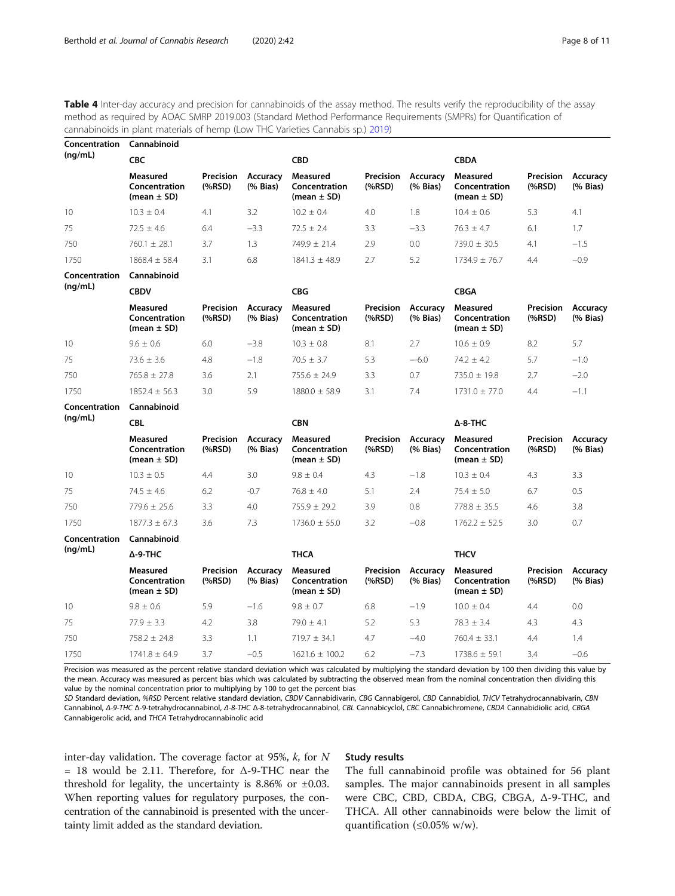**Table 4** Inter-day accuracy and precision for cannabinoids of the assay method. The results verify the reproducibility of the assay method as required by AOAC SMRP 2019.003 (Standard Method Performance Requirements (SMPRs) for Quantification of cannabinoids in plant materials of hemp (Low THC Varieties Cannabis sp.) 2019)

| Concentration (ng/mL) | Cannabinoid | | | | | | | | |
|---|---|---|---|---|---|---|---|---|---|
| | CBC | | | CBD | | | CBDA | | |
| | Measured Concentration (mean ± SD) | Precision (%RSD) | Accuracy (% Bias) | Measured Concentration (mean ± SD) | Precision (%RSD) | Accuracy (% Bias) | Measured Concentration (mean ± SD) | Precision (%RSD) | Accuracy (% Bias) |
| 10 | 10.3 ± 0.4 | 4.1 | 3.2 | 10.2 ± 0.4 | 4.0 | 1.8 | 10.4 ± 0.6 | 5.3 | 4.1 |
| 75 | 72.5 ± 4.6 | 6.4 | −3.3 | 72.5 ± 2.4 | 3.3 | −3.3 | 76.3 ± 4.7 | 6.1 | 1.7 |
| 750 | 760.1 ± 28.1 | 3.7 | 1.3 | 749.9 ± 21.4 | 2.9 | 0.0 | 739.0 ± 30.5 | 4.1 | −1.5 |
| 1750 | 1868.4 ± 58.4 | 3.1 | 6.8 | 1841.3 ± 48.9 | 2.7 | 5.2 | 1734.9 ± 76.7 | 4.4 | −0.9 |
| **Concentration (ng/mL)** | **Cannabinoid** | | | | | | | | |
| | CBDV | | | CBG | | | CBGA | | |
| | Measured Concentration (mean ± SD) | Precision (%RSD) | Accuracy (% Bias) | Measured Concentration (mean ± SD) | Precision (%RSD) | Accuracy (% Bias) | Measured Concentration (mean ± SD) | Precision (%RSD) | Accuracy (% Bias) |
| 10 | 9.6 ± 0.6 | 6.0 | −3.8 | 10.3 ± 0.8 | 8.1 | 2.7 | 10.6 ± 0.9 | 8.2 | 5.7 |
| 75 | 73.6 ± 3.6 | 4.8 | −1.8 | 70.5 ± 3.7 | 5.3 | −−6.0 | 74.2 ± 4.2 | 5.7 | −1.0 |
| 750 | 765.8 ± 27.8 | 3.6 | 2.1 | 755.6 ± 24.9 | 3.3 | 0.7 | 735.0 ± 19.8 | 2.7 | −2.0 |
| 1750 | 1852.4 ± 56.3 | 3.0 | 5.9 | 1880.0 ± 58.9 | 3.1 | 7.4 | 1731.0 ± 77.0 | 4.4 | −1.1 |
| **Concentration (ng/mL)** | **Cannabinoid** | | | | | | | | |
| | CBL | | | CBN | | | Δ-8-THC | | |
| | Measured Concentration (mean ± SD) | Precision (%RSD) | Accuracy (% Bias) | Measured Concentration (mean ± SD) | Precision (%RSD) | Accuracy (% Bias) | Measured Concentration (mean ± SD) | Precision (%RSD) | Accuracy (% Bias) |
| 10 | 10.3 ± 0.5 | 4.4 | 3.0 | 9.8 ± 0.4 | 4.3 | −1.8 | 10.3 ± 0.4 | 4.3 | 3.3 |
| 75 | 74.5 ± 4.6 | 6.2 | -0.7 | 76.8 ± 4.0 | 5.1 | 2.4 | 75.4 ± 5.0 | 6.7 | 0.5 |
| 750 | 779.6 ± 25.6 | 3.3 | 4.0 | 755.9 ± 29.2 | 3.9 | 0.8 | 778.8 ± 35.5 | 4.6 | 3.8 |
| 1750 | 1877.3 ± 67.3 | 3.6 | 7.3 | 1736.0 ± 55.0 | 3.2 | −0.8 | 1762.2 ± 52.5 | 3.0 | 0.7 |
| **Concentration (ng/mL)** | **Cannabinoid** | | | | | | | | |
| | Δ-9-THC | | | THCA | | | THCV | | |
| | Measured Concentration (mean ± SD) | Precision (%RSD) | Accuracy (% Bias) | Measured Concentration (mean ± SD) | Precision (%RSD) | Accuracy (% Bias) | Measured Concentration (mean ± SD) | Precision (%RSD) | Accuracy (% Bias) |
| 10 | 9.8 ± 0.6 | 5.9 | −1.6 | 9.8 ± 0.7 | 6.8 | −1.9 | 10.0 ± 0.4 | 4.4 | 0.0 |
| 75 | 77.9 ± 3.3 | 4.2 | 3.8 | 79.0 ± 4.1 | 5.2 | 5.3 | 78.3 ± 3.4 | 4.3 | 4.3 |
| 750 | 758.2 ± 24.8 | 3.3 | 1.1 | 719.7 ± 34.1 | 4.7 | −4.0 | 760.4 ± 33.1 | 4.4 | 1.4 |
| 1750 | 1741.8 ± 64.9 | 3.7 | −0.5 | 1621.6 ± 100.2 | 6.2 | −7.3 | 1738.6 ± 59.1 | 3.4 | −0.6 |

Precision was measured as the percent relative standard deviation which was calculated by multiplying the standard deviation by 100 then dividing this value by the mean. Accuracy was measured as percent bias which was calculated by subtracting the observed mean from the nominal concentration then dividing this value by the nominal concentration prior to multiplying by 100 to get the percent bias

*SD* Standard deviation, *%RSD* Percent relative standard deviation, *CBDV* Cannabidivarin, *CBG* Cannabigerol, *CBD* Cannabidiol, *THCV* Tetrahydrocannabivarin, *CBN* Cannabinol, *Δ-9-THC* Δ-9-tetrahydrocannabinol, *Δ-8-THC* Δ-8-tetrahydrocannabinol, *CBL* Cannabicyclol, *CBC* Cannabichromene, *CBDA* Cannabidiolic acid, *CBGA* Cannabigerolic acid, and *THCA* Tetrahydrocannabinolic acid

inter-day validation. The coverage factor at 95%, $k$, for $N = 18$ would be 2.11. Therefore, for Δ-9-THC near the threshold for legality, the uncertainty is 8.86% or ±0.03. When reporting values for regulatory purposes, the concentration of the cannabinoid is presented with the uncertainty limit added as the standard deviation.

### Study results

The full cannabinoid profile was obtained for 56 plant samples. The major cannabinoids present in all samples were CBC, CBD, CBDA, CBG, CBGA, Δ-9-THC, and THCA. All other cannabinoids were below the limit of quantification (≤0.05% w/w).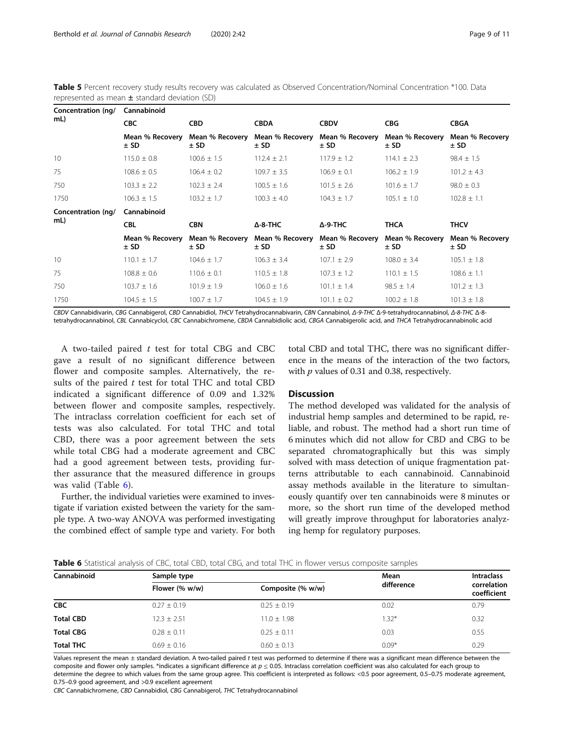**Table 5** Percent recovery study results recovery was calculated as Observed Concentration/Nominal Concentration *100. Data represented as mean ± standard deviation (SD)

| Concentration (ng/mL) | Cannabinoid | | | | | |
|---|---|---|---|---|---|---|
| | **CBC** | **CBD** | **CBDA** | **CBDV** | **CBG** | **CBGA** |
| | **Mean % Recovery ± SD** | **Mean % Recovery ± SD** | **Mean % Recovery ± SD** | **Mean % Recovery ± SD** | **Mean % Recovery ± SD** | **Mean % Recovery ± SD** |
| 10 | 115.0 ± 0.8 | 100.6 ± 1.5 | 112.4 ± 2.1 | 117.9 ± 1.2 | 114.1 ± 2.3 | 98.4 ± 1.5 |
| 75 | 108.6 ± 0.5 | 106.4 ± 0.2 | 109.7 ± 3.5 | 106.9 ± 0.1 | 106.2 ± 1.9 | 101.2 ± 4.3 |
| 750 | 103.3 ± 2.2 | 102.3 ± 2.4 | 100.5 ± 1.6 | 101.5 ± 2.6 | 101.6 ± 1.7 | 98.0 ± 0.3 |
| 1750 | 106.3 ± 1.5 | 103.2 ± 1.7 | 100.3 ± 4.0 | 104.3 ± 1.7 | 105.1 ± 1.0 | 102.8 ± 1.1 |
| **Concentration (ng/mL)** | **Cannabinoid** | | | | | |
| | **CBL** | **CBN** | **Δ-8-THC** | **Δ-9-THC** | **THCA** | **THCV** |
| | **Mean % Recovery ± SD** | **Mean % Recovery ± SD** | **Mean % Recovery ± SD** | **Mean % Recovery ± SD** | **Mean % Recovery ± SD** | **Mean % Recovery ± SD** |
| 10 | 110.1 ± 1.7 | 104.6 ± 1.7 | 106.3 ± 3.4 | 107.1 ± 2.9 | 108.0 ± 3.4 | 105.1 ± 1.8 |
| 75 | 108.8 ± 0.6 | 110.6 ± 0.1 | 110.5 ± 1.8 | 107.3 ± 1.2 | 110.1 ± 1.5 | 108.6 ± 1.1 |
| 750 | 103.7 ± 1.6 | 101.9 ± 1.9 | 106.0 ± 1.6 | 101.1 ± 1.4 | 98.5 ± 1.4 | 101.2 ± 1.3 |
| 1750 | 104.5 ± 1.5 | 100.7 ± 1.7 | 104.5 ± 1.9 | 101.1 ± 0.2 | 100.2 ± 1.8 | 101.3 ± 1.8 |

*CBDV* Cannabidivarin, *CBG* Cannabigerol, *CBD* Cannabidiol, *THCV* Tetrahydrocannabivarin, *CBN* Cannabinol, *Δ-9-THC* Δ-9-tetrahydrocannabinol, *Δ-8-THC* Δ-8-tetrahydrocannabinol, *CBL* Cannabicyclol, *CBC* Cannabichromene, *CBDA* Cannabidiolic acid, *CBGA* Cannabigerolic acid, and *THCA* Tetrahydrocannabinolic acid

A two-tailed paired $t$ test for total CBG and CBC gave a result of no significant difference between flower and composite samples. Alternatively, the results of the paired $t$ test for total THC and total CBD indicated a significant difference of 0.09 and 1.32% between flower and composite samples, respectively. The intraclass correlation coefficient for each set of tests was also calculated. For total THC and total CBD, there was a poor agreement between the sets while total CBG had a moderate agreement and CBC had a good agreement between tests, providing further assurance that the measured difference in groups was valid (Table 6).

Further, the individual varieties were examined to investigate if variation existed between the variety for the sample type. A two-way ANOVA was performed investigating the combined effect of sample type and variety. For both total CBD and total THC, there was no significant difference in the means of the interaction of the two factors, with $p$ values of 0.31 and 0.38, respectively.

## Discussion

The method developed was validated for the analysis of industrial hemp samples and determined to be rapid, reliable, and robust. The method had a short run time of 6 minutes which did not allow for CBD and CBG to be separated chromatographically but this was simply solved with mass detection of unique fragmentation patterns attributable to each cannabinoid. Cannabinoid assay methods available in the literature to simultaneously quantify over ten cannabinoids were 8 minutes or more, so the short run time of the developed method will greatly improve throughput for laboratories analyzing hemp for regulatory purposes.

**Table 6** Statistical analysis of CBC, total CBD, total CBG, and total THC in flower versus composite samples

| Cannabinoid | Sample type | | Mean difference | Intraclass correlation coefficient |
|---|---|---|---|---|
| | Flower (% w/w) | Composite (% w/w) | | |
| **CBC** | 0.27 ± 0.19 | 0.25 ± 0.19 | 0.02 | 0.79 |
| **Total CBD** | 12.3 ± 2.51 | 11.0 ± 1.98 | 1.32* | 0.32 |
| **Total CBG** | 0.28 ± 0.11 | 0.25 ± 0.11 | 0.03 | 0.55 |
| **Total THC** | 0.69 ± 0.16 | 0.60 ± 0.13 | 0.09* | 0.29 |

Values represent the mean ± standard deviation. A two-tailed paired $t$ test was performed to determine if there was a significant mean difference between the composite and flower only samples. *indicates a significant difference at $p \leq 0.05$. Intraclass correlation coefficient was also calculated for each group to determine the degree to which values from the same group agree. This coefficient is interpreted as follows: <0.5 poor agreement, 0.5–0.75 moderate agreement, 0.75–0.9 good agreement, and >0.9 excellent agreement

*CBC* Cannabichromene, *CBD* Cannabidiol, *CBG* Cannabigerol, *THC* Tetrahydrocannabinol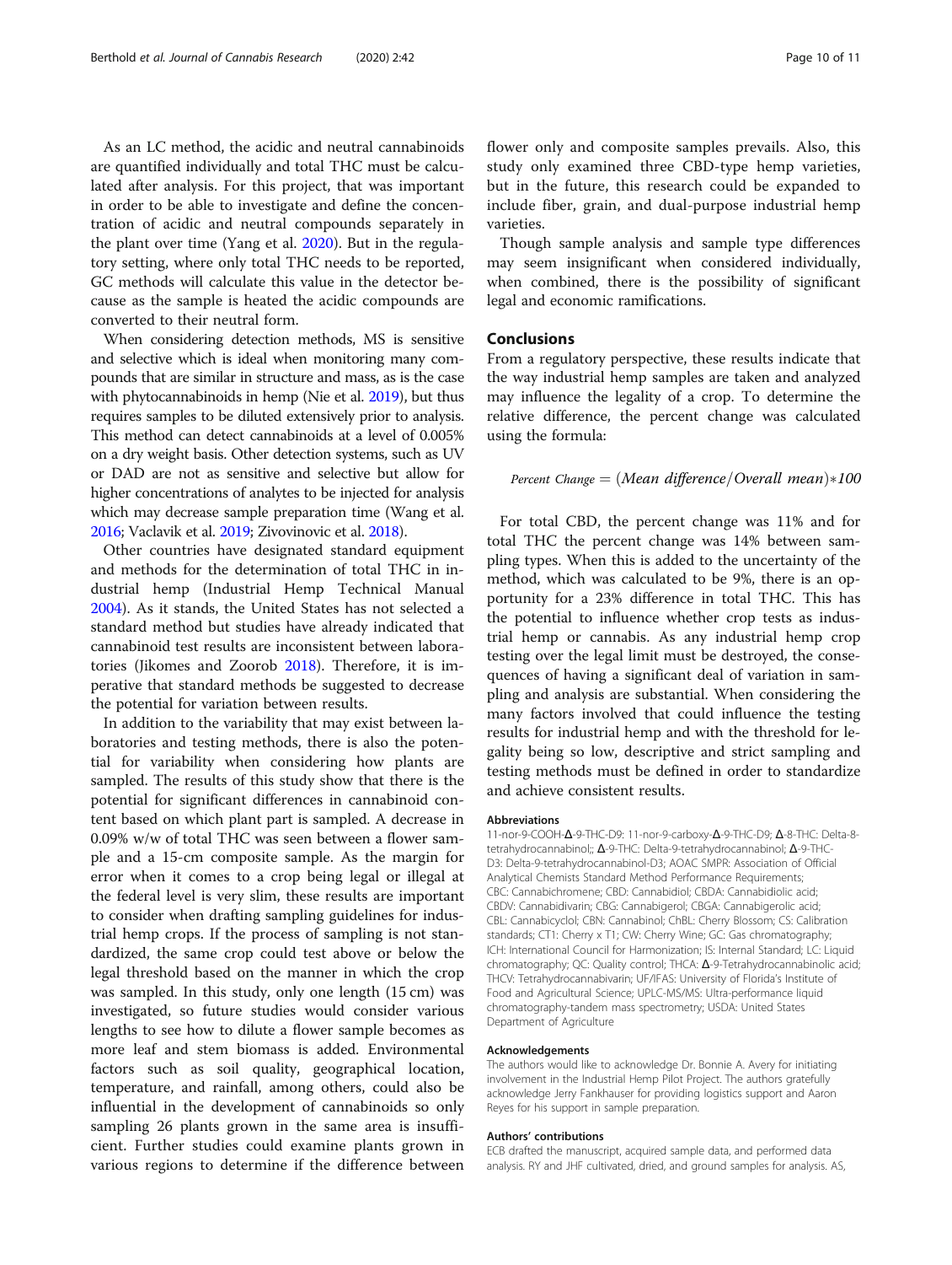As an LC method, the acidic and neutral cannabinoids are quantified individually and total THC must be calculated after analysis. For this project, that was important in order to be able to investigate and define the concentration of acidic and neutral compounds separately in the plant over time (Yang et al. 2020). But in the regulatory setting, where only total THC needs to be reported, GC methods will calculate this value in the detector because as the sample is heated the acidic compounds are converted to their neutral form.

When considering detection methods, MS is sensitive and selective which is ideal when monitoring many compounds that are similar in structure and mass, as is the case with phytocannabinoids in hemp (Nie et al. 2019), but thus requires samples to be diluted extensively prior to analysis. This method can detect cannabinoids at a level of 0.005% on a dry weight basis. Other detection systems, such as UV or DAD are not as sensitive and selective but allow for higher concentrations of analytes to be injected for analysis which may decrease sample preparation time (Wang et al. 2016; Vaclavik et al. 2019; Zivovinovic et al. 2018).

Other countries have designated standard equipment and methods for the determination of total THC in industrial hemp (Industrial Hemp Technical Manual 2004). As it stands, the United States has not selected a standard method but studies have already indicated that cannabinoid test results are inconsistent between laboratories (Jikomes and Zoorob 2018). Therefore, it is imperative that standard methods be suggested to decrease the potential for variation between results.

In addition to the variability that may exist between laboratories and testing methods, there is also the potential for variability when considering how plants are sampled. The results of this study show that there is the potential for significant differences in cannabinoid content based on which plant part is sampled. A decrease in 0.09% w/w of total THC was seen between a flower sample and a 15-cm composite sample. As the margin for error when it comes to a crop being legal or illegal at the federal level is very slim, these results are important to consider when drafting sampling guidelines for industrial hemp crops. If the process of sampling is not standardized, the same crop could test above or below the legal threshold based on the manner in which the crop was sampled. In this study, only one length (15 cm) was investigated, so future studies would consider various lengths to see how to dilute a flower sample becomes as more leaf and stem biomass is added. Environmental factors such as soil quality, geographical location, temperature, and rainfall, among others, could also be influential in the development of cannabinoids so only sampling 26 plants grown in the same area is insufficient. Further studies could examine plants grown in various regions to determine if the difference between flower only and composite samples prevails. Also, this study only examined three CBD-type hemp varieties, but in the future, this research could be expanded to include fiber, grain, and dual-purpose industrial hemp varieties.

Though sample analysis and sample type differences may seem insignificant when considered individually, when combined, there is the possibility of significant legal and economic ramifications.

## Conclusions

From a regulatory perspective, these results indicate that the way industrial hemp samples are taken and analyzed may influence the legality of a crop. To determine the relative difference, the percent change was calculated using the formula:

$$\textit{Percent Change} = (\textit{Mean difference}/\textit{Overall mean})*100$$

For total CBD, the percent change was 11% and for total THC the percent change was 14% between sampling types. When this is added to the uncertainty of the method, which was calculated to be 9%, there is an opportunity for a 23% difference in total THC. This has the potential to influence whether crop tests as industrial hemp or cannabis. As any industrial hemp crop testing over the legal limit must be destroyed, the consequences of having a significant deal of variation in sampling and analysis are substantial. When considering the many factors involved that could influence the testing results for industrial hemp and with the threshold for legality being so low, descriptive and strict sampling and testing methods must be defined in order to standardize and achieve consistent results.

### Abbreviations

11-nor-9-COOH-Δ-9-THC-D9: 11-nor-9-carboxy-Δ-9-THC-D9; Δ-8-THC: Delta-8-tetrahydrocannabinol;; Δ-9-THC: Delta-9-tetrahydrocannabinol; Δ-9-THC-D3: Delta-9-tetrahydrocannabinol-D3; AOAC SMPR: Association of Official Analytical Chemists Standard Method Performance Requirements; CBC: Cannabichromene; CBD: Cannabidiol; CBDA: Cannabidiolic acid; CBDV: Cannabidivarin; CBG: Cannabigerol; CBGA: Cannabigerolic acid; CBL: Cannabicyclol; CBN: Cannabinol; ChBL: Cherry Blossom; CS: Calibration standards; CT1: Cherry x T1; CW: Cherry Wine; GC: Gas chromatography; ICH: International Council for Harmonization; IS: Internal Standard; LC: Liquid chromatography; QC: Quality control; THCA: Δ-9-Tetrahydrocannabinolic acid; THCV: Tetrahydrocannabivarin; UF/IFAS: University of Florida's Institute of Food and Agricultural Science; UPLC-MS/MS: Ultra-performance liquid chromatography-tandem mass spectrometry; USDA: United States Department of Agriculture

### Acknowledgements

The authors would like to acknowledge Dr. Bonnie A. Avery for initiating involvement in the Industrial Hemp Pilot Project. The authors gratefully acknowledge Jerry Fankhauser for providing logistics support and Aaron Reyes for his support in sample preparation.

### Authors' contributions

ECB drafted the manuscript, acquired sample data, and performed data analysis. RY and JHF cultivated, dried, and ground samples for analysis. AS,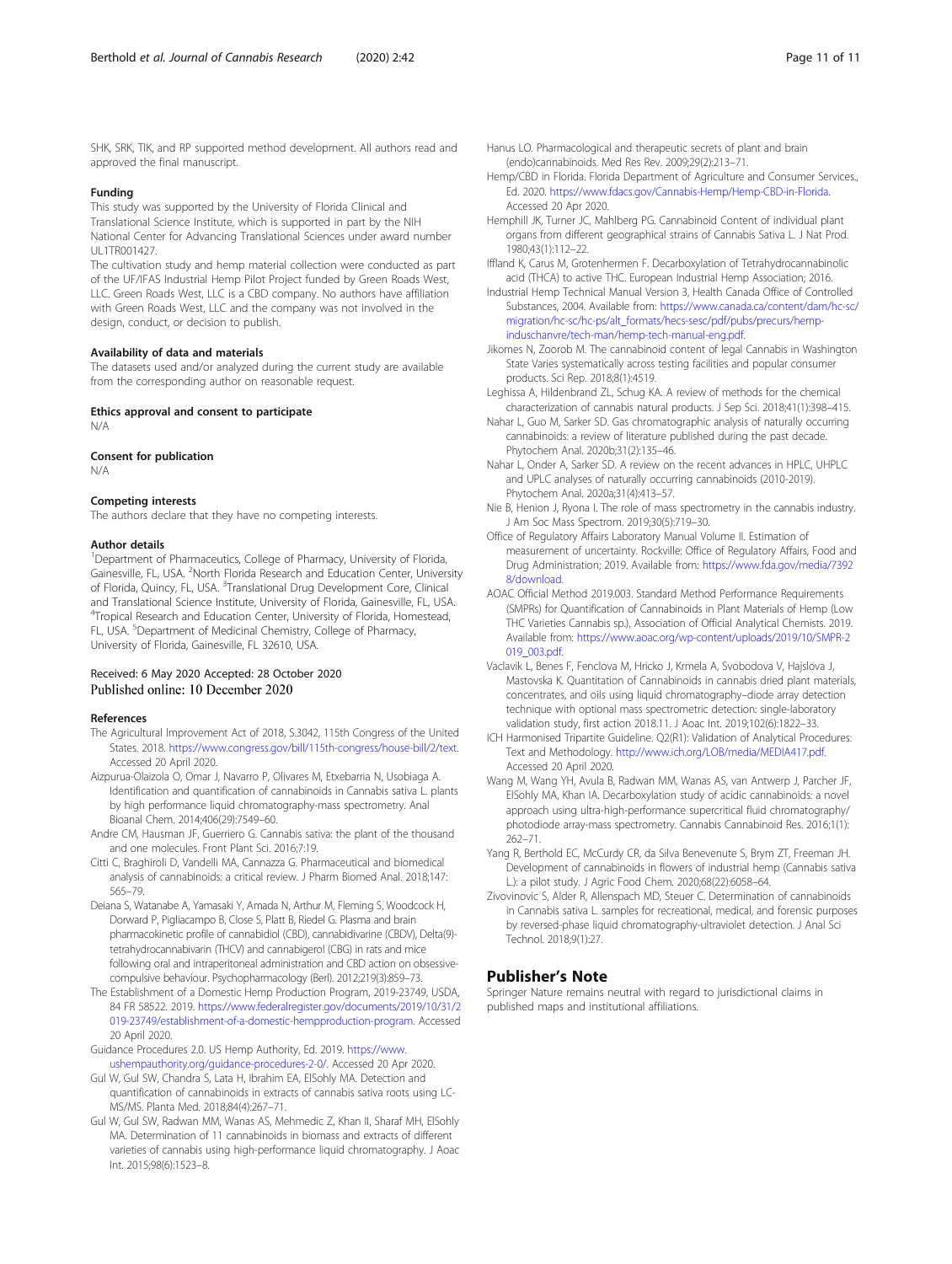SHK, SRK, TIK, and RP supported method development. All authors read and approved the final manuscript.

#### Funding

This study was supported by the University of Florida Clinical and Translational Science Institute, which is supported in part by the NIH National Center for Advancing Translational Sciences under award number UL1TR001427.

The cultivation study and hemp material collection were conducted as part of the UF/IFAS Industrial Hemp Pilot Project funded by Green Roads West, LLC. Green Roads West, LLC is a CBD company. No authors have affiliation with Green Roads West, LLC and the company was not involved in the design, conduct, or decision to publish.

#### Availability of data and materials

The datasets used and/or analyzed during the current study are available from the corresponding author on reasonable request.

#### Ethics approval and consent to participate

N/A

#### Consent for publication

N/A

#### Competing interests

The authors declare that they have no competing interests.

#### Author details

[1]Department of Pharmaceutics, College of Pharmacy, University of Florida, Gainesville, FL, USA. [2]North Florida Research and Education Center, University of Florida, Quincy, FL, USA. [3]Translational Drug Development Core, Clinical and Translational Science Institute, University of Florida, Gainesville, FL, USA. [4]Tropical Research and Education Center, University of Florida, Homestead, FL, USA. [5]Department of Medicinal Chemistry, College of Pharmacy, University of Florida, Gainesville, FL 32610, USA.

Received: 6 May 2020 Accepted: 28 October 2020
Published online: 10 December 2020

#### References

- The Agricultural Improvement Act of 2018, S.3042, 115th Congress of the United States. 2018. https://www.congress.gov/bill/115th-congress/house-bill/2/text. Accessed 20 April 2020.
- Aizpurua-Olaizola O, Omar J, Navarro P, Olivares M, Etxebarria N, Usobiaga A. Identification and quantification of cannabinoids in Cannabis sativa L. plants by high performance liquid chromatography-mass spectrometry. Anal Bioanal Chem. 2014;406(29):7549–60.
- Andre CM, Hausman JF, Guerriero G. Cannabis sativa: the plant of the thousand and one molecules. Front Plant Sci. 2016;7:19.
- Citti C, Braghiroli D, Vandelli MA, Cannazza G. Pharmaceutical and biomedical analysis of cannabinoids: a critical review. J Pharm Biomed Anal. 2018;147: 565–79.
- Deiana S, Watanabe A, Yamasaki Y, Amada N, Arthur M, Fleming S, Woodcock H, Dorward P, Pigliacampo B, Close S, Platt B, Riedel G. Plasma and brain pharmacokinetic profile of cannabidiol (CBD), cannabidivarine (CBDV), Delta(9)-tetrahydrocannabivarin (THCV) and cannabigerol (CBG) in rats and mice following oral and intraperitoneal administration and CBD action on obsessive-compulsive behaviour. Psychopharmacology (Berl). 2012;219(3):859–73.
- The Establishment of a Domestic Hemp Production Program, 2019-23749, USDA, 84 FR 58522. 2019. https://www.federalregister.gov/documents/2019/10/31/2019-23749/establishment-of-a-domestic-hempproduction-program. Accessed 20 April 2020.
- Guidance Procedures 2.0. US Hemp Authority, Ed. 2019. https://www.ushempauthority.org/guidance-procedures-2-0/. Accessed 20 Apr 2020.
- Gul W, Gul SW, Chandra S, Lata H, Ibrahim EA, ElSohly MA. Detection and quantification of cannabinoids in extracts of cannabis sativa roots using LC-MS/MS. Planta Med. 2018;84(4):267–71.
- Gul W, Gul SW, Radwan MM, Wanas AS, Mehmedic Z, Khan II, Sharaf MH, ElSohly MA. Determination of 11 cannabinoids in biomass and extracts of different varieties of cannabis using high-performance liquid chromatography. J Aoac Int. 2015;98(6):1523–8.
- Hanus LO. Pharmacological and therapeutic secrets of plant and brain (endo)cannabinoids. Med Res Rev. 2009;29(2):213–71.
- Hemp/CBD in Florida. Florida Department of Agriculture and Consumer Services., Ed. 2020. https://www.fdacs.gov/Cannabis-Hemp/Hemp-CBD-in-Florida. Accessed 20 Apr 2020.
- Hemphill JK, Turner JC, Mahlberg PG. Cannabinoid Content of individual plant organs from different geographical strains of Cannabis Sativa L. J Nat Prod. 1980;43(1):112–22.
- Iffland K, Carus M, Grotenhermen F. Decarboxylation of Tetrahydrocannabinolic acid (THCA) to active THC. European Industrial Hemp Association; 2016.
- Industrial Hemp Technical Manual Version 3, Health Canada Office of Controlled Substances, 2004. Available from: https://www.canada.ca/content/dam/hc-sc/migration/hc-sc/hc-ps/alt_formats/hecs-sesc/pdf/pubs/precurs/hemp-induschanvre/tech-man/hemp-tech-manual-eng.pdf.
- Jikomes N, Zoorob M. The cannabinoid content of legal Cannabis in Washington State Varies systematically across testing facilities and popular consumer products. Sci Rep. 2018;8(1):4519.
- Leghissa A, Hildenbrand ZL, Schug KA. A review of methods for the chemical characterization of cannabis natural products. J Sep Sci. 2018;41(1):398–415.
- Nahar L, Guo M, Sarker SD. Gas chromatographic analysis of naturally occurring cannabinoids: a review of literature published during the past decade. Phytochem Anal. 2020b;31(2):135–46.
- Nahar L, Onder A, Sarker SD. A review on the recent advances in HPLC, UHPLC and UPLC analyses of naturally occurring cannabinoids (2010-2019). Phytochem Anal. 2020a;31(4):413–57.
- Nie B, Henion J, Ryona I. The role of mass spectrometry in the cannabis industry. J Am Soc Mass Spectrom. 2019;30(5):719–30.
- Office of Regulatory Affairs Laboratory Manual Volume II. Estimation of measurement of uncertainty. Rockville: Office of Regulatory Affairs, Food and Drug Administration; 2019. Available from: https://www.fda.gov/media/73928/download.
- AOAC Official Method 2019.003. Standard Method Performance Requirements (SMPRs) for Quantification of Cannabinoids in Plant Materials of Hemp (Low THC Varieties Cannabis sp.), Association of Official Analytical Chemists. 2019. Available from: https://www.aoac.org/wp-content/uploads/2019/10/SMPR-2019_003.pdf.
- Vaclavik L, Benes F, Fenclova M, Hricko J, Krmela A, Svobodova V, Hajslova J, Mastovska K. Quantitation of Cannabinoids in cannabis dried plant materials, concentrates, and oils using liquid chromatography–diode array detection technique with optional mass spectrometric detection: single-laboratory validation study, first action 2018.11. J Aoac Int. 2019;102(6):1822–33.
- ICH Harmonised Tripartite Guideline. Q2(R1): Validation of Analytical Procedures: Text and Methodology. http://www.ich.org/LOB/media/MEDIA417.pdf. Accessed 20 April 2020.
- Wang M, Wang YH, Avula B, Radwan MM, Wanas AS, van Antwerp J, Parcher JF, ElSohly MA, Khan IA. Decarboxylation study of acidic cannabinoids: a novel approach using ultra-high-performance supercritical fluid chromatography/photodiode array-mass spectrometry. Cannabis Cannabinoid Res. 2016;1(1): 262–71.
- Yang R, Berthold EC, McCurdy CR, da Silva Benevenute S, Brym ZT, Freeman JH. Development of cannabinoids in flowers of industrial hemp (Cannabis sativa L.): a pilot study. J Agric Food Chem. 2020;68(22):6058–64.
- Zivovinovic S, Alder R, Allenspach MD, Steuer C. Determination of cannabinoids in Cannabis sativa L. samples for recreational, medical, and forensic purposes by reversed-phase liquid chromatography-ultraviolet detection. J Anal Sci Technol. 2018;9(1):27.

## Publisher's Note

Springer Nature remains neutral with regard to jurisdictional claims in published maps and institutional affiliations.